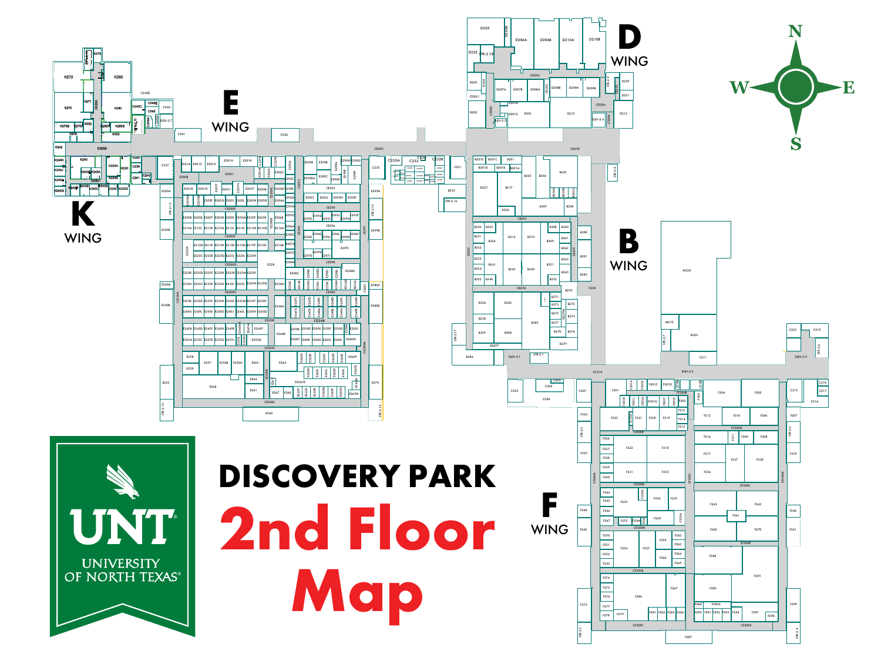# DISCOVERY PARK

# 2nd Floor Map

UNT
UNIVERSITY OF NORTH TEXAS

D WING

E WING

K WING

B WING

F WING

N
E
S
W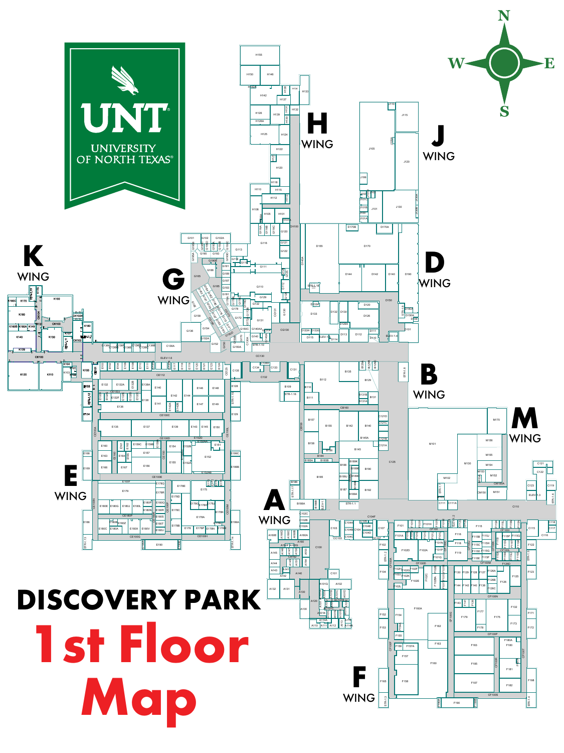UNT
UNIVERSITY OF NORTH TEXAS

# DISCOVERY PARK

# 1st Floor Map

N
W
E
S

H WING

J WING

K WING

G WING

D WING

B WING

M WING

E WING

A WING

F WING